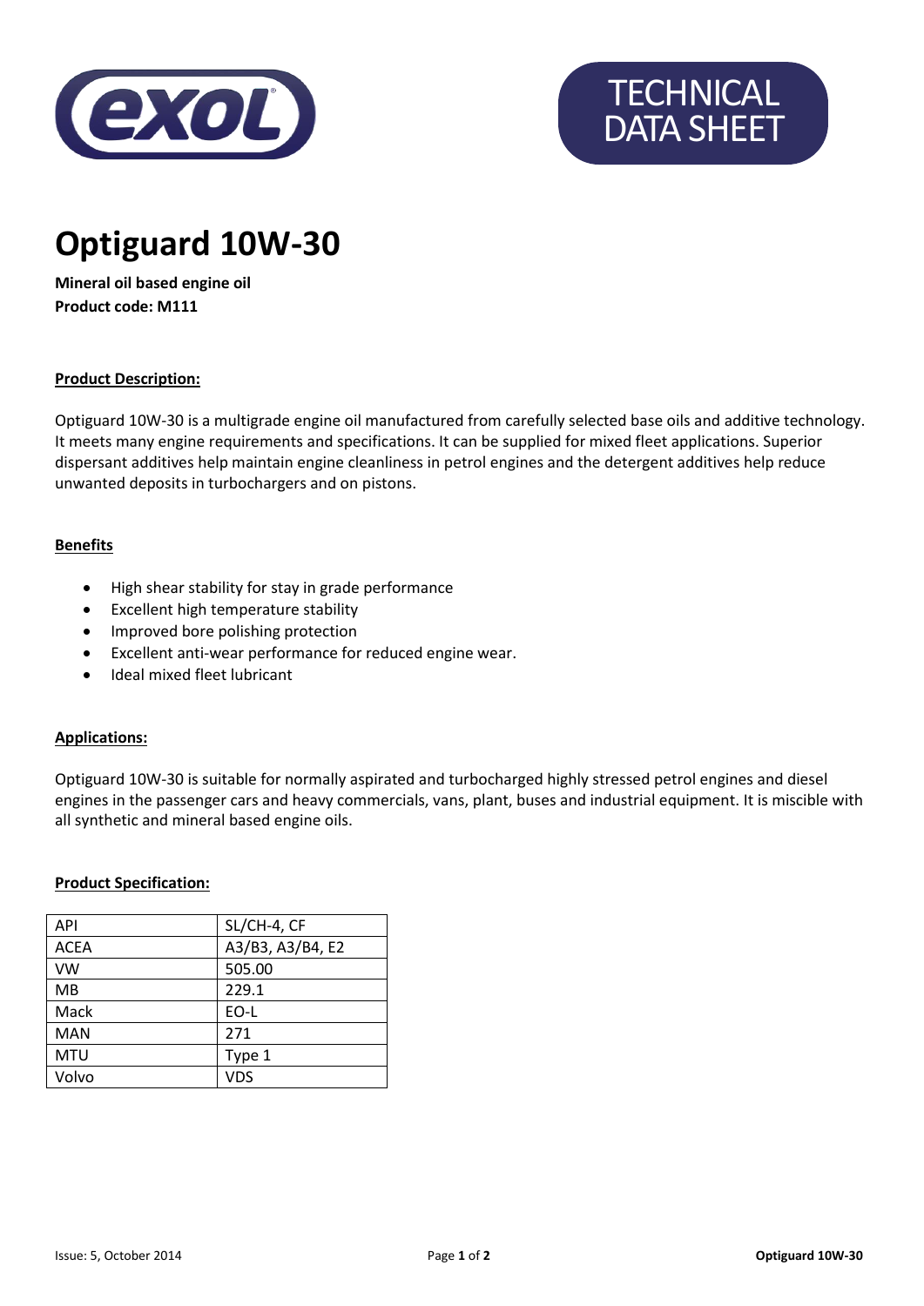TECHNICAL DATA SHEET

# Optiguard 10W-30

**Mineral oil based engine oil**
**Product code: M111**

## Product Description:

Optiguard 10W-30 is a multigrade engine oil manufactured from carefully selected base oils and additive technology. It meets many engine requirements and specifications. It can be supplied for mixed fleet applications. Superior dispersant additives help maintain engine cleanliness in petrol engines and the detergent additives help reduce unwanted deposits in turbochargers and on pistons.

## Benefits

- High shear stability for stay in grade performance
- Excellent high temperature stability
- Improved bore polishing protection
- Excellent anti-wear performance for reduced engine wear.
- Ideal mixed fleet lubricant

## Applications:

Optiguard 10W-30 is suitable for normally aspirated and turbocharged highly stressed petrol engines and diesel engines in the passenger cars and heavy commercials, vans, plant, buses and industrial equipment. It is miscible with all synthetic and mineral based engine oils.

## Product Specification:

| | |
|---|---|
| API | SL/CH-4, CF |
| ACEA | A3/B3, A3/B4, E2 |
| VW | 505.00 |
| MB | 229.1 |
| Mack | EO-L |
| MAN | 271 |
| MTU | Type 1 |
| Volvo | VDS |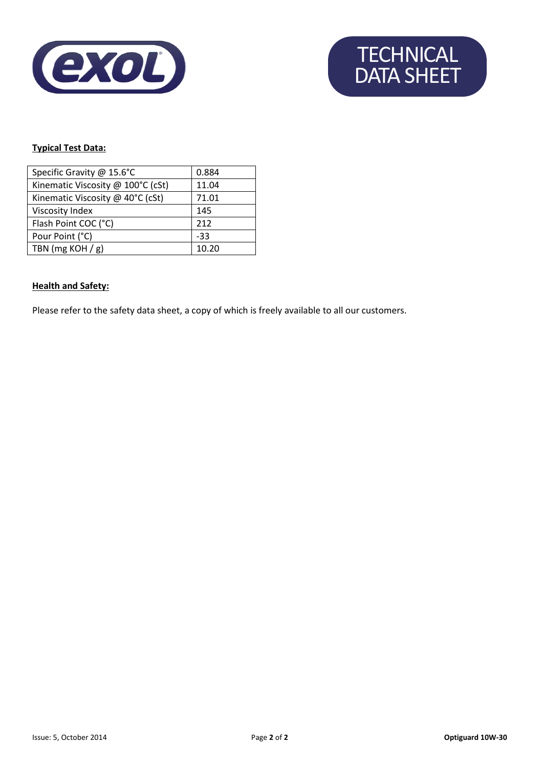**Typical Test Data:**

| | |
|---|---|
| Specific Gravity @ 15.6°C | 0.884 |
| Kinematic Viscosity @ 100°C (cSt) | 11.04 |
| Kinematic Viscosity @ 40°C (cSt) | 71.01 |
| Viscosity Index | 145 |
| Flash Point COC (°C) | 212 |
| Pour Point (°C) | -33 |
| TBN (mg KOH / g) | 10.20 |

**Health and Safety:**

Please refer to the safety data sheet, a copy of which is freely available to all our customers.